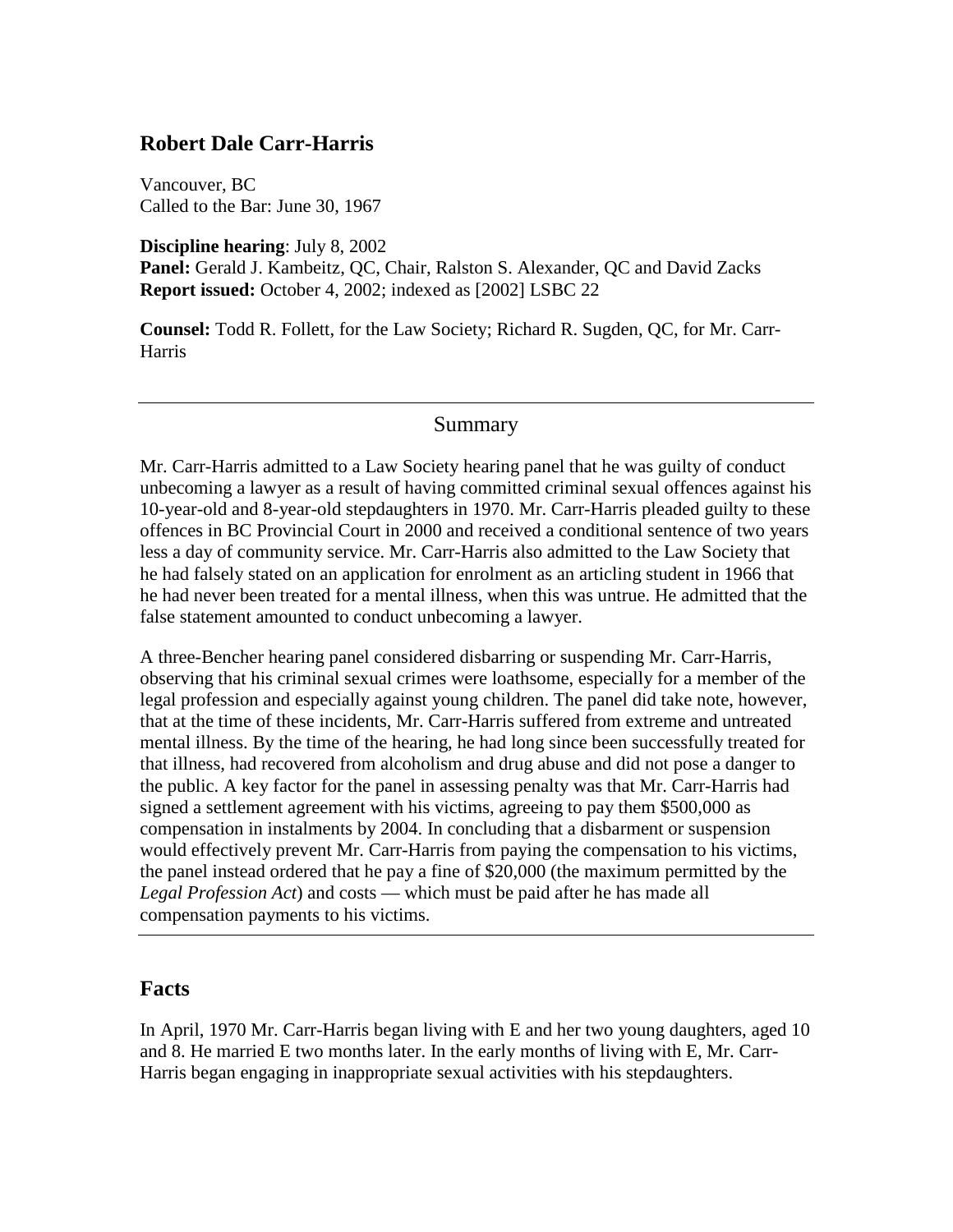## Robert Dale Carr-Harris

Vancouver, BC
Called to the Bar: June 30, 1967

**Discipline hearing**: July 8, 2002
**Panel:** Gerald J. Kambeitz, QC, Chair, Ralston S. Alexander, QC and David Zacks
**Report issued:** October 4, 2002; indexed as [2002] LSBC 22

**Counsel:** Todd R. Follett, for the Law Society; Richard R. Sugden, QC, for Mr. Carr-Harris

---

### Summary

Mr. Carr-Harris admitted to a Law Society hearing panel that he was guilty of conduct unbecoming a lawyer as a result of having committed criminal sexual offences against his 10-year-old and 8-year-old stepdaughters in 1970. Mr. Carr-Harris pleaded guilty to these offences in BC Provincial Court in 2000 and received a conditional sentence of two years less a day of community service. Mr. Carr-Harris also admitted to the Law Society that he had falsely stated on an application for enrolment as an articling student in 1966 that he had never been treated for a mental illness, when this was untrue. He admitted that the false statement amounted to conduct unbecoming a lawyer.

A three-Bencher hearing panel considered disbarring or suspending Mr. Carr-Harris, observing that his criminal sexual crimes were loathsome, especially for a member of the legal profession and especially against young children. The panel did take note, however, that at the time of these incidents, Mr. Carr-Harris suffered from extreme and untreated mental illness. By the time of the hearing, he had long since been successfully treated for that illness, had recovered from alcoholism and drug abuse and did not pose a danger to the public. A key factor for the panel in assessing penalty was that Mr. Carr-Harris had signed a settlement agreement with his victims, agreeing to pay them $500,000 as compensation in instalments by 2004. In concluding that a disbarment or suspension would effectively prevent Mr. Carr-Harris from paying the compensation to his victims, the panel instead ordered that he pay a fine of $20,000 (the maximum permitted by the *Legal Profession Act*) and costs — which must be paid after he has made all compensation payments to his victims.

---

## Facts

In April, 1970 Mr. Carr-Harris began living with E and her two young daughters, aged 10 and 8. He married E two months later. In the early months of living with E, Mr. Carr-Harris began engaging in inappropriate sexual activities with his stepdaughters.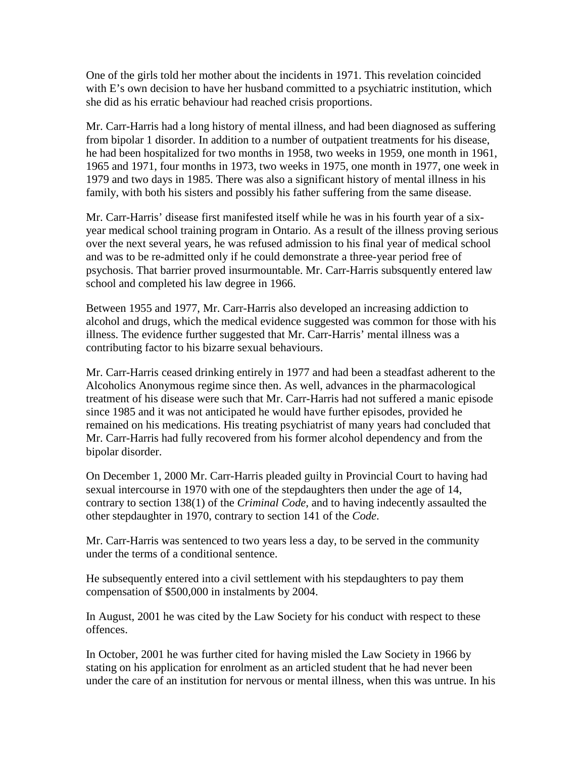One of the girls told her mother about the incidents in 1971. This revelation coincided with E's own decision to have her husband committed to a psychiatric institution, which she did as his erratic behaviour had reached crisis proportions.

Mr. Carr-Harris had a long history of mental illness, and had been diagnosed as suffering from bipolar 1 disorder. In addition to a number of outpatient treatments for his disease, he had been hospitalized for two months in 1958, two weeks in 1959, one month in 1961, 1965 and 1971, four months in 1973, two weeks in 1975, one month in 1977, one week in 1979 and two days in 1985. There was also a significant history of mental illness in his family, with both his sisters and possibly his father suffering from the same disease.

Mr. Carr-Harris' disease first manifested itself while he was in his fourth year of a six-year medical school training program in Ontario. As a result of the illness proving serious over the next several years, he was refused admission to his final year of medical school and was to be re-admitted only if he could demonstrate a three-year period free of psychosis. That barrier proved insurmountable. Mr. Carr-Harris subsquently entered law school and completed his law degree in 1966.

Between 1955 and 1977, Mr. Carr-Harris also developed an increasing addiction to alcohol and drugs, which the medical evidence suggested was common for those with his illness. The evidence further suggested that Mr. Carr-Harris' mental illness was a contributing factor to his bizarre sexual behaviours.

Mr. Carr-Harris ceased drinking entirely in 1977 and had been a steadfast adherent to the Alcoholics Anonymous regime since then. As well, advances in the pharmacological treatment of his disease were such that Mr. Carr-Harris had not suffered a manic episode since 1985 and it was not anticipated he would have further episodes, provided he remained on his medications. His treating psychiatrist of many years had concluded that Mr. Carr-Harris had fully recovered from his former alcohol dependency and from the bipolar disorder.

On December 1, 2000 Mr. Carr-Harris pleaded guilty in Provincial Court to having had sexual intercourse in 1970 with one of the stepdaughters then under the age of 14, contrary to section 138(1) of the *Criminal Code,* and to having indecently assaulted the other stepdaughter in 1970, contrary to section 141 of the *Code*.

Mr. Carr-Harris was sentenced to two years less a day, to be served in the community under the terms of a conditional sentence.

He subsequently entered into a civil settlement with his stepdaughters to pay them compensation of $500,000 in instalments by 2004.

In August, 2001 he was cited by the Law Society for his conduct with respect to these offences.

In October, 2001 he was further cited for having misled the Law Society in 1966 by stating on his application for enrolment as an articled student that he had never been under the care of an institution for nervous or mental illness, when this was untrue. In his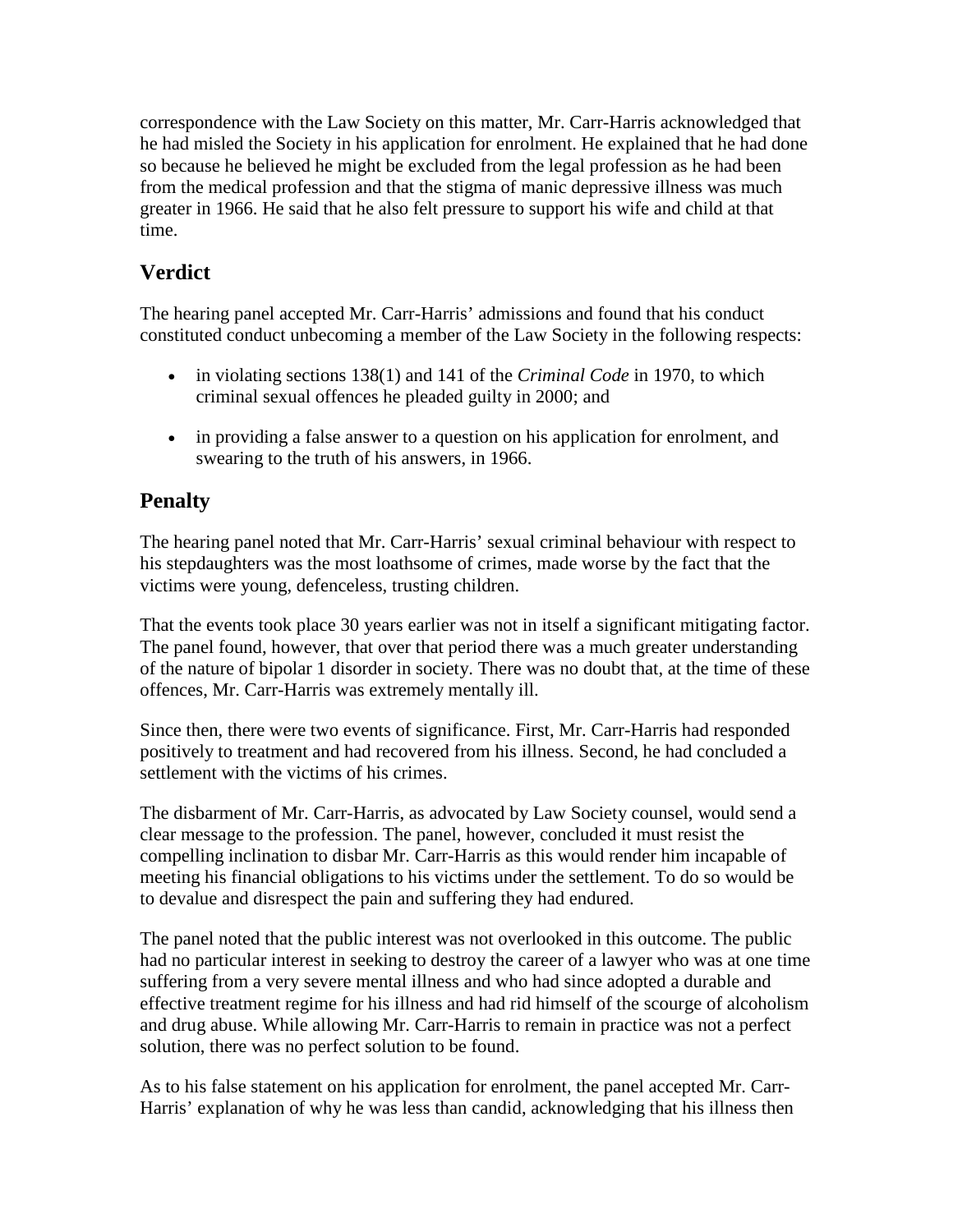correspondence with the Law Society on this matter, Mr. Carr-Harris acknowledged that he had misled the Society in his application for enrolment. He explained that he had done so because he believed he might be excluded from the legal profession as he had been from the medical profession and that the stigma of manic depressive illness was much greater in 1966. He said that he also felt pressure to support his wife and child at that time.

## Verdict

The hearing panel accepted Mr. Carr-Harris' admissions and found that his conduct constituted conduct unbecoming a member of the Law Society in the following respects:

- in violating sections 138(1) and 141 of the *Criminal Code* in 1970, to which criminal sexual offences he pleaded guilty in 2000; and
- in providing a false answer to a question on his application for enrolment, and swearing to the truth of his answers, in 1966.

## Penalty

The hearing panel noted that Mr. Carr-Harris' sexual criminal behaviour with respect to his stepdaughters was the most loathsome of crimes, made worse by the fact that the victims were young, defenceless, trusting children.

That the events took place 30 years earlier was not in itself a significant mitigating factor. The panel found, however, that over that period there was a much greater understanding of the nature of bipolar 1 disorder in society. There was no doubt that, at the time of these offences, Mr. Carr-Harris was extremely mentally ill.

Since then, there were two events of significance. First, Mr. Carr-Harris had responded positively to treatment and had recovered from his illness. Second, he had concluded a settlement with the victims of his crimes.

The disbarment of Mr. Carr-Harris, as advocated by Law Society counsel, would send a clear message to the profession. The panel, however, concluded it must resist the compelling inclination to disbar Mr. Carr-Harris as this would render him incapable of meeting his financial obligations to his victims under the settlement. To do so would be to devalue and disrespect the pain and suffering they had endured.

The panel noted that the public interest was not overlooked in this outcome. The public had no particular interest in seeking to destroy the career of a lawyer who was at one time suffering from a very severe mental illness and who had since adopted a durable and effective treatment regime for his illness and had rid himself of the scourge of alcoholism and drug abuse. While allowing Mr. Carr-Harris to remain in practice was not a perfect solution, there was no perfect solution to be found.

As to his false statement on his application for enrolment, the panel accepted Mr. Carr-Harris' explanation of why he was less than candid, acknowledging that his illness then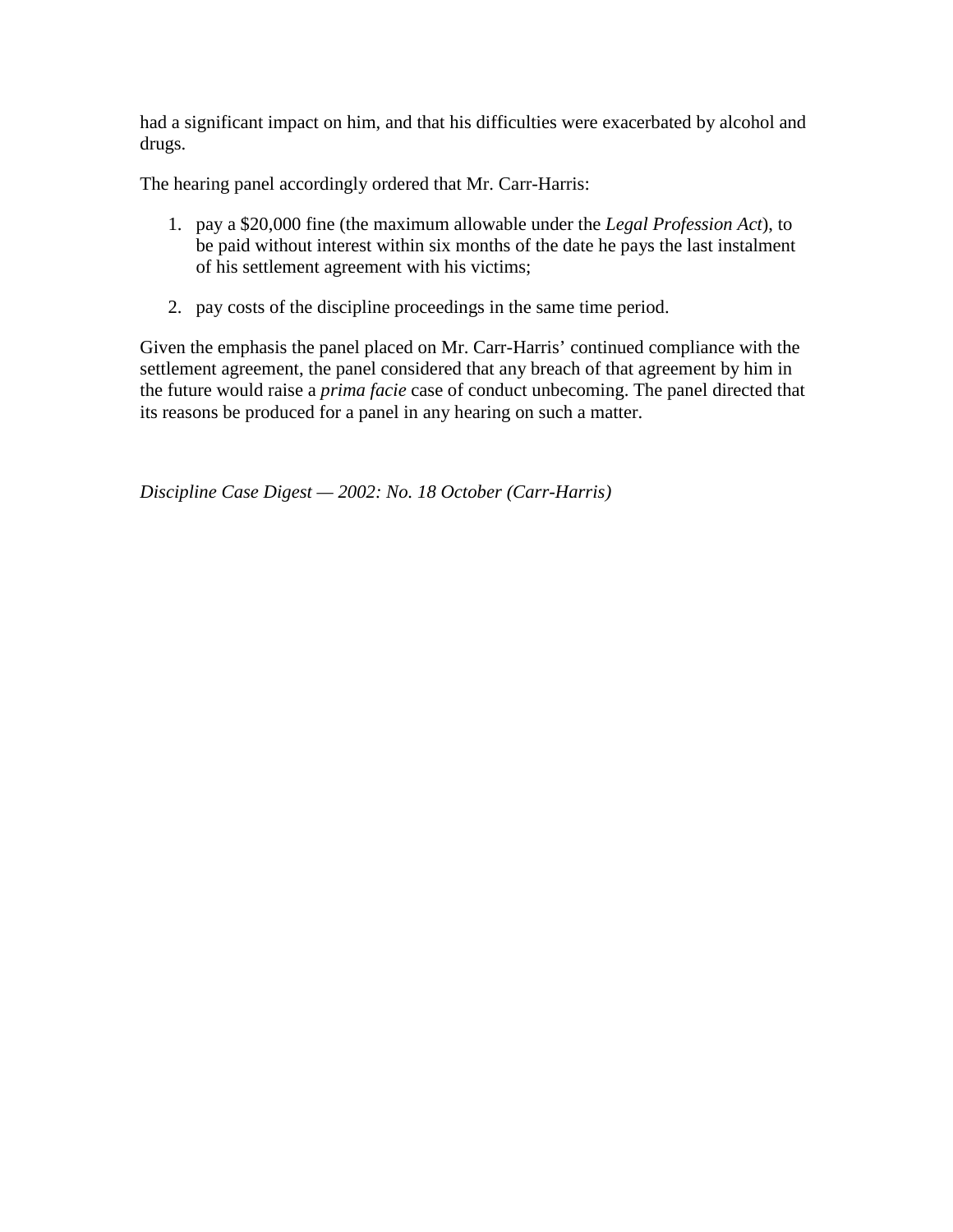had a significant impact on him, and that his difficulties were exacerbated by alcohol and drugs.

The hearing panel accordingly ordered that Mr. Carr-Harris:

1. pay a $20,000 fine (the maximum allowable under the *Legal Profession Act*), to be paid without interest within six months of the date he pays the last instalment of his settlement agreement with his victims;

2. pay costs of the discipline proceedings in the same time period.

Given the emphasis the panel placed on Mr. Carr-Harris' continued compliance with the settlement agreement, the panel considered that any breach of that agreement by him in the future would raise a *prima facie* case of conduct unbecoming. The panel directed that its reasons be produced for a panel in any hearing on such a matter.

*Discipline Case Digest — 2002: No. 18 October (Carr-Harris)*